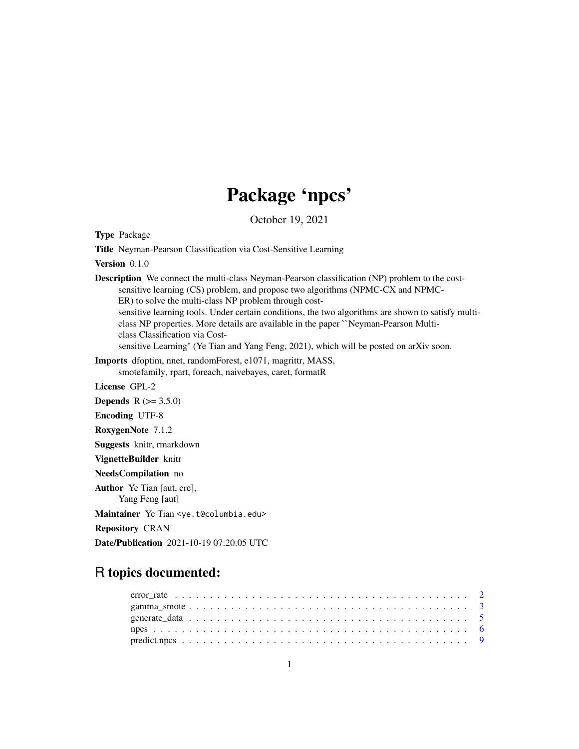# Package 'npcs'

October 19, 2021

**Type** Package

**Title** Neyman-Pearson Classification via Cost-Sensitive Learning

**Version** 0.1.0

**Description** We connect the multi-class Neyman-Pearson classification (NP) problem to the cost-sensitive learning (CS) problem, and propose two algorithms (NPMC-CX and NPMC-ER) to solve the multi-class NP problem through cost-sensitive learning tools. Under certain conditions, the two algorithms are shown to satisfy multi-class NP properties. More details are available in the paper ``Neyman-Pearson Multi-class Classification via Cost-sensitive Learning'' (Ye Tian and Yang Feng, 2021), which will be posted on arXiv soon.

**Imports** dfoptim, nnet, randomForest, e1071, magrittr, MASS, smotefamily, rpart, foreach, naivebayes, caret, formatR

**License** GPL-2

**Depends** R (>= 3.5.0)

**Encoding** UTF-8

**RoxygenNote** 7.1.2

**Suggests** knitr, rmarkdown

**VignetteBuilder** knitr

**NeedsCompilation** no

**Author** Ye Tian [aut, cre], Yang Feng [aut]

**Maintainer** Ye Tian <ye.t@columbia.edu>

**Repository** CRAN

**Date/Publication** 2021-10-19 07:20:05 UTC

## R topics documented:

- error_rate . . . . . . . . . . . . . . . . . . . . . . . . . . . . . . . . . . . . . . . . 2
- gamma_smote . . . . . . . . . . . . . . . . . . . . . . . . . . . . . . . . . . . . . . 3
- generate_data . . . . . . . . . . . . . . . . . . . . . . . . . . . . . . . . . . . . . . 5
- npcs . . . . . . . . . . . . . . . . . . . . . . . . . . . . . . . . . . . . . . . . . . . 6
- predict.npcs . . . . . . . . . . . . . . . . . . . . . . . . . . . . . . . . . . . . . . . 9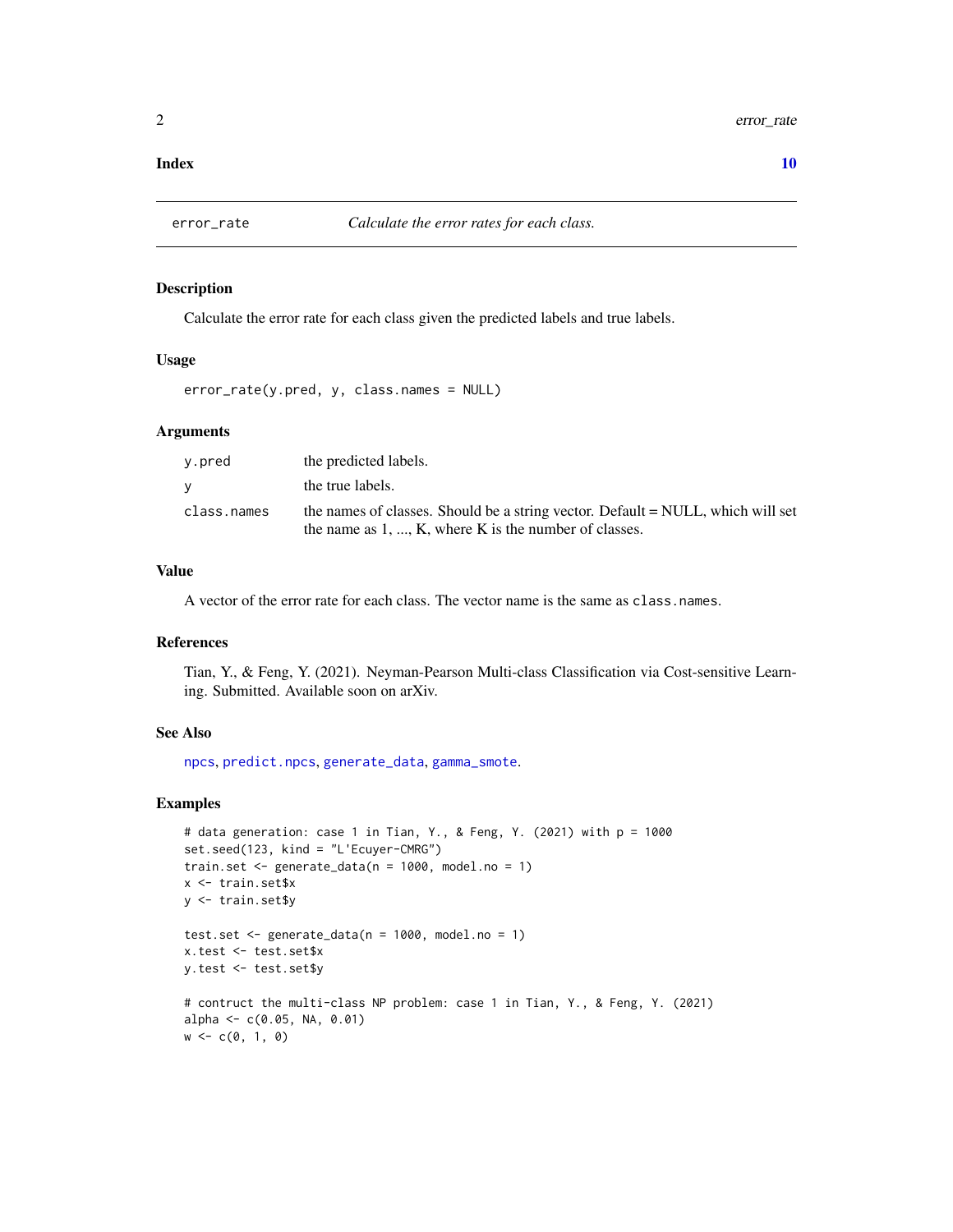**Index** **10**

---

## error_rate — *Calculate the error rates for each class.*

### Description

Calculate the error rate for each class given the predicted labels and true labels.

### Usage

```
error_rate(y.pred, y, class.names = NULL)
```

### Arguments

| | |
|---|---|
| `y.pred` | the predicted labels. |
| `y` | the true labels. |
| `class.names` | the names of classes. Should be a string vector. Default = NULL, which will set the name as 1, ..., K, where K is the number of classes. |

### Value

A vector of the error rate for each class. The vector name is the same as `class.names`.

### References

Tian, Y., & Feng, Y. (2021). Neyman-Pearson Multi-class Classification via Cost-sensitive Learning. Submitted. Available soon on arXiv.

### See Also

`npcs`, `predict.npcs`, `generate_data`, `gamma_smote`.

### Examples

```
# data generation: case 1 in Tian, Y., & Feng, Y. (2021) with p = 1000
set.seed(123, kind = "L'Ecuyer-CMRG")
train.set <- generate_data(n = 1000, model.no = 1)
x <- train.set$x
y <- train.set$y

test.set <- generate_data(n = 1000, model.no = 1)
x.test <- test.set$x
y.test <- test.set$y

# contruct the multi-class NP problem: case 1 in Tian, Y., & Feng, Y. (2021)
alpha <- c(0.05, NA, 0.01)
w <- c(0, 1, 0)
```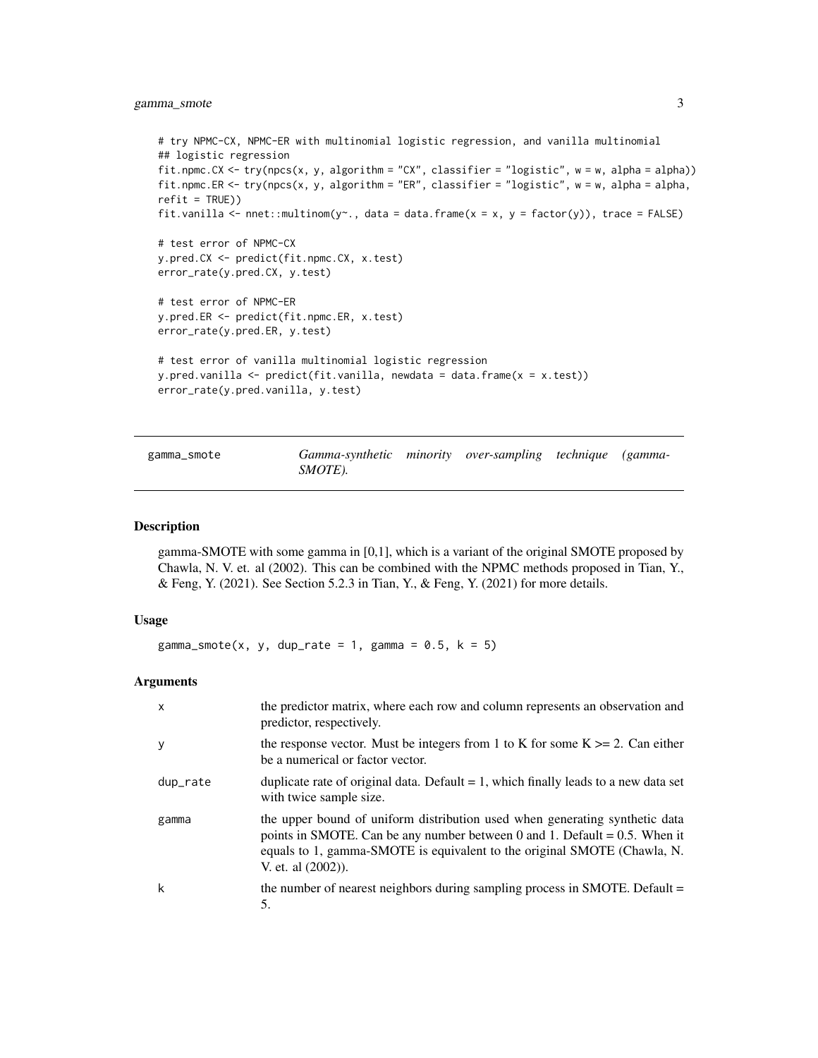```
# try NPMC-CX, NPMC-ER with multinomial logistic regression, and vanilla multinomial
## logistic regression
fit.npmc.CX <- try(npcs(x, y, algorithm = "CX", classifier = "logistic", w = w, alpha = alpha))
fit.npmc.ER <- try(npcs(x, y, algorithm = "ER", classifier = "logistic", w = w, alpha = alpha,
refit = TRUE))
fit.vanilla <- nnet::multinom(y~., data = data.frame(x = x, y = factor(y)), trace = FALSE)

# test error of NPMC-CX
y.pred.CX <- predict(fit.npmc.CX, x.test)
error_rate(y.pred.CX, y.test)

# test error of NPMC-ER
y.pred.ER <- predict(fit.npmc.ER, x.test)
error_rate(y.pred.ER, y.test)

# test error of vanilla multinomial logistic regression
y.pred.vanilla <- predict(fit.vanilla, newdata = data.frame(x = x.test))
error_rate(y.pred.vanilla, y.test)
```

---

## gamma_smote — *Gamma-synthetic minority over-sampling technique (gamma-SMOTE).*

---

### Description

gamma-SMOTE with some gamma in [0,1], which is a variant of the original SMOTE proposed by Chawla, N. V. et. al (2002). This can be combined with the NPMC methods proposed in Tian, Y., & Feng, Y. (2021). See Section 5.2.3 in Tian, Y., & Feng, Y. (2021) for more details.

### Usage

```
gamma_smote(x, y, dup_rate = 1, gamma = 0.5, k = 5)
```

### Arguments

| | |
|---|---|
| x | the predictor matrix, where each row and column represents an observation and predictor, respectively. |
| y | the response vector. Must be integers from 1 to K for some K >= 2. Can either be a numerical or factor vector. |
| dup_rate | duplicate rate of original data. Default = 1, which finally leads to a new data set with twice sample size. |
| gamma | the upper bound of uniform distribution used when generating synthetic data points in SMOTE. Can be any number between 0 and 1. Default = 0.5. When it equals to 1, gamma-SMOTE is equivalent to the original SMOTE (Chawla, N. V. et. al (2002)). |
| k | the number of nearest neighbors during sampling process in SMOTE. Default = 5. |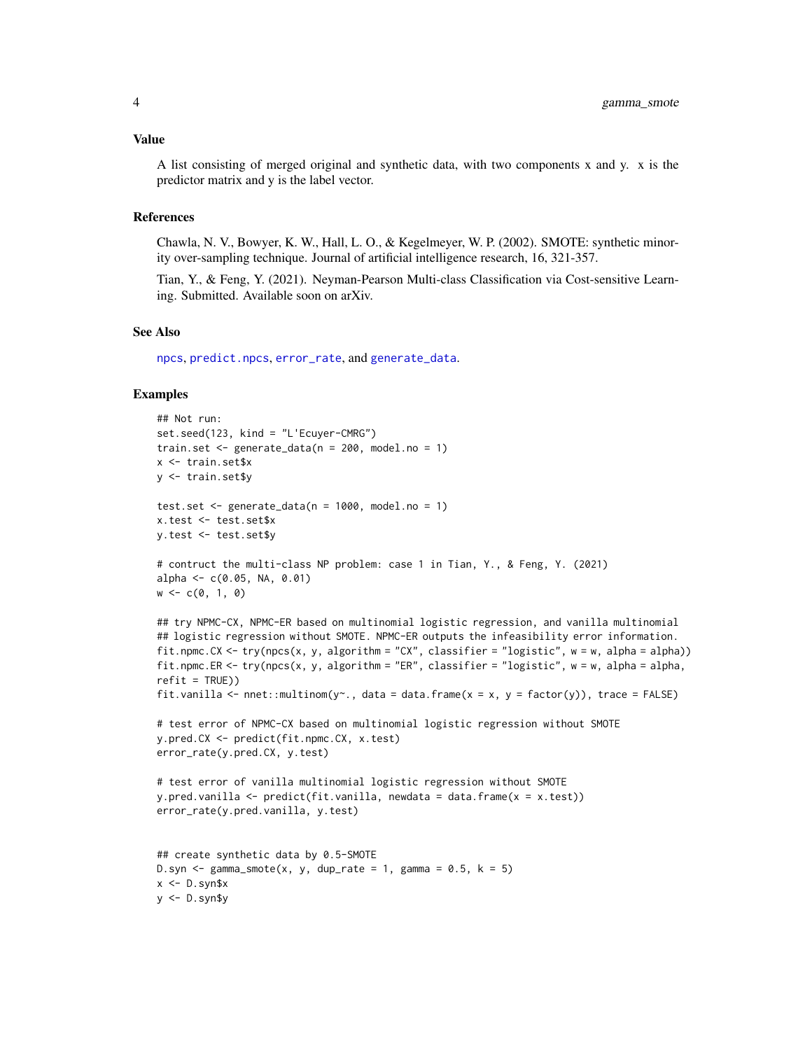## Value

A list consisting of merged original and synthetic data, with two components x and y. x is the predictor matrix and y is the label vector.

## References

Chawla, N. V., Bowyer, K. W., Hall, L. O., & Kegelmeyer, W. P. (2002). SMOTE: synthetic minority over-sampling technique. Journal of artificial intelligence research, 16, 321-357.

Tian, Y., & Feng, Y. (2021). Neyman-Pearson Multi-class Classification via Cost-sensitive Learning. Submitted. Available soon on arXiv.

## See Also

npcs, predict.npcs, error_rate, and generate_data.

## Examples

```
## Not run:
set.seed(123, kind = "L'Ecuyer-CMRG")
train.set <- generate_data(n = 200, model.no = 1)
x <- train.set$x
y <- train.set$y

test.set <- generate_data(n = 1000, model.no = 1)
x.test <- test.set$x
y.test <- test.set$y

# contruct the multi-class NP problem: case 1 in Tian, Y., & Feng, Y. (2021)
alpha <- c(0.05, NA, 0.01)
w <- c(0, 1, 0)

## try NPMC-CX, NPMC-ER based on multinomial logistic regression, and vanilla multinomial
## logistic regression without SMOTE. NPMC-ER outputs the infeasibility error information.
fit.npmc.CX <- try(npcs(x, y, algorithm = "CX", classifier = "logistic", w = w, alpha = alpha))
fit.npmc.ER <- try(npcs(x, y, algorithm = "ER", classifier = "logistic", w = w, alpha = alpha,
refit = TRUE))
fit.vanilla <- nnet::multinom(y~., data = data.frame(x = x, y = factor(y)), trace = FALSE)

# test error of NPMC-CX based on multinomial logistic regression without SMOTE
y.pred.CX <- predict(fit.npmc.CX, x.test)
error_rate(y.pred.CX, y.test)

# test error of vanilla multinomial logistic regression without SMOTE
y.pred.vanilla <- predict(fit.vanilla, newdata = data.frame(x = x.test))
error_rate(y.pred.vanilla, y.test)


## create synthetic data by 0.5-SMOTE
D.syn <- gamma_smote(x, y, dup_rate = 1, gamma = 0.5, k = 5)
x <- D.syn$x
y <- D.syn$y
```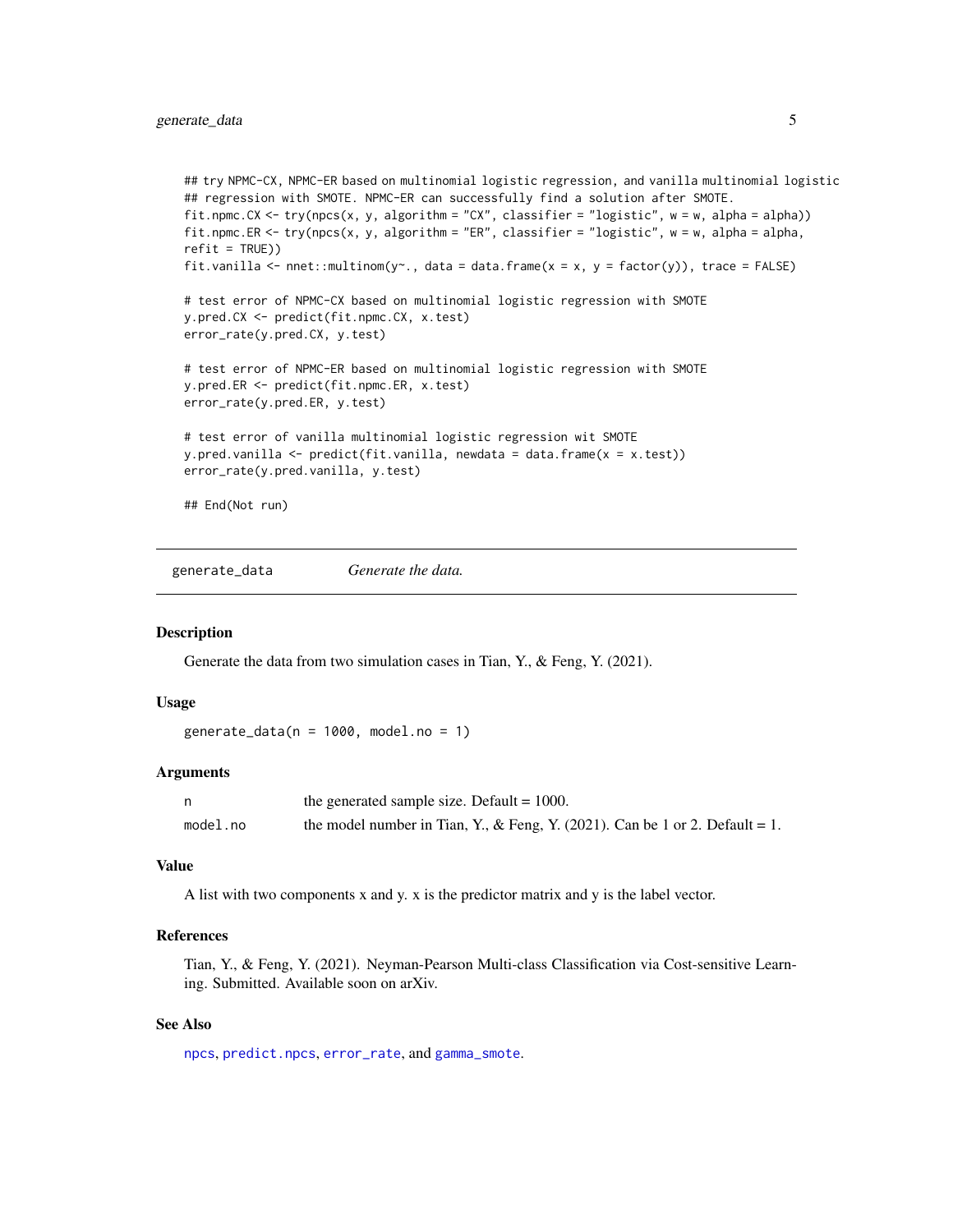```
## try NPMC-CX, NPMC-ER based on multinomial logistic regression, and vanilla multinomial logistic
## regression with SMOTE. NPMC-ER can successfully find a solution after SMOTE.
fit.npmc.CX <- try(npcs(x, y, algorithm = "CX", classifier = "logistic", w = w, alpha = alpha))
fit.npmc.ER <- try(npcs(x, y, algorithm = "ER", classifier = "logistic", w = w, alpha = alpha,
refit = TRUE))
fit.vanilla <- nnet::multinom(y~., data = data.frame(x = x, y = factor(y)), trace = FALSE)

# test error of NPMC-CX based on multinomial logistic regression with SMOTE
y.pred.CX <- predict(fit.npmc.CX, x.test)
error_rate(y.pred.CX, y.test)

# test error of NPMC-ER based on multinomial logistic regression with SMOTE
y.pred.ER <- predict(fit.npmc.ER, x.test)
error_rate(y.pred.ER, y.test)

# test error of vanilla multinomial logistic regression wit SMOTE
y.pred.vanilla <- predict(fit.vanilla, newdata = data.frame(x = x.test))
error_rate(y.pred.vanilla, y.test)

## End(Not run)
```

---

## generate_data — *Generate the data.*

---

### Description

Generate the data from two simulation cases in Tian, Y., & Feng, Y. (2021).

### Usage

```
generate_data(n = 1000, model.no = 1)
```

### Arguments

| | |
|---|---|
| `n` | the generated sample size. Default = 1000. |
| `model.no` | the model number in Tian, Y., & Feng, Y. (2021). Can be 1 or 2. Default = 1. |

### Value

A list with two components x and y. x is the predictor matrix and y is the label vector.

### References

Tian, Y., & Feng, Y. (2021). Neyman-Pearson Multi-class Classification via Cost-sensitive Learning. Submitted. Available soon on arXiv.

### See Also

`npcs`, `predict.npcs`, `error_rate`, and `gamma_smote`.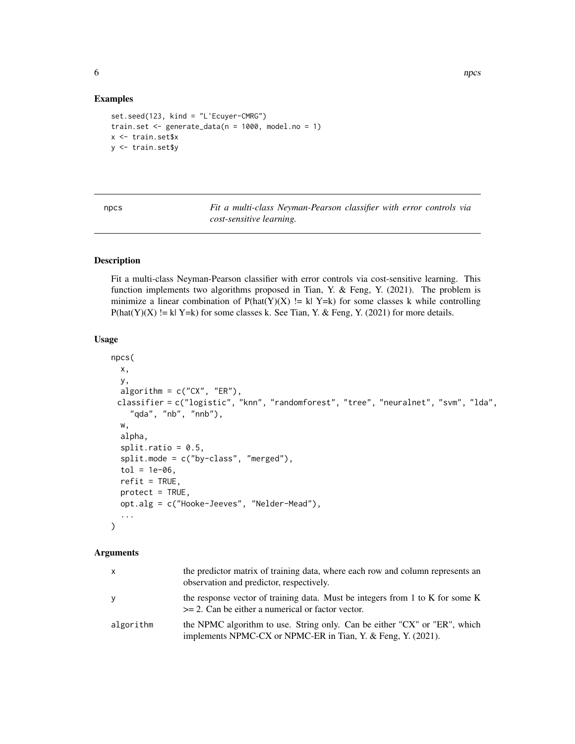## Examples

```
set.seed(123, kind = "L'Ecuyer-CMRG")
train.set <- generate_data(n = 1000, model.no = 1)
x <- train.set$x
y <- train.set$y
```

---

## npcs — *Fit a multi-class Neyman-Pearson classifier with error controls via cost-sensitive learning.*

---

### Description

Fit a multi-class Neyman-Pearson classifier with error controls via cost-sensitive learning. This function implements two algorithms proposed in Tian, Y. & Feng, Y. (2021). The problem is minimize a linear combination of P(hat(Y)(X) != k| Y=k) for some classes k while controlling P(hat(Y)(X) != k| Y=k) for some classes k. See Tian, Y. & Feng, Y. (2021) for more details.

### Usage

```
npcs(
  x,
  y,
  algorithm = c("CX", "ER"),
 classifier = c("logistic", "knn", "randomforest", "tree", "neuralnet", "svm", "lda",
    "qda", "nb", "nnb"),
  w,
  alpha,
  split.ratio = 0.5,
  split.mode = c("by-class", "merged"),
  tol = 1e-06,
  refit = TRUE,
  protect = TRUE,
  opt.alg = c("Hooke-Jeeves", "Nelder-Mead"),
  ...
)
```

### Arguments

| | |
|---|---|
| `x` | the predictor matrix of training data, where each row and column represents an observation and predictor, respectively. |
| `y` | the response vector of training data. Must be integers from 1 to K for some K >= 2. Can be either a numerical or factor vector. |
| `algorithm` | the NPMC algorithm to use. String only. Can be either "CX" or "ER", which implements NPMC-CX or NPMC-ER in Tian, Y. & Feng, Y. (2021). |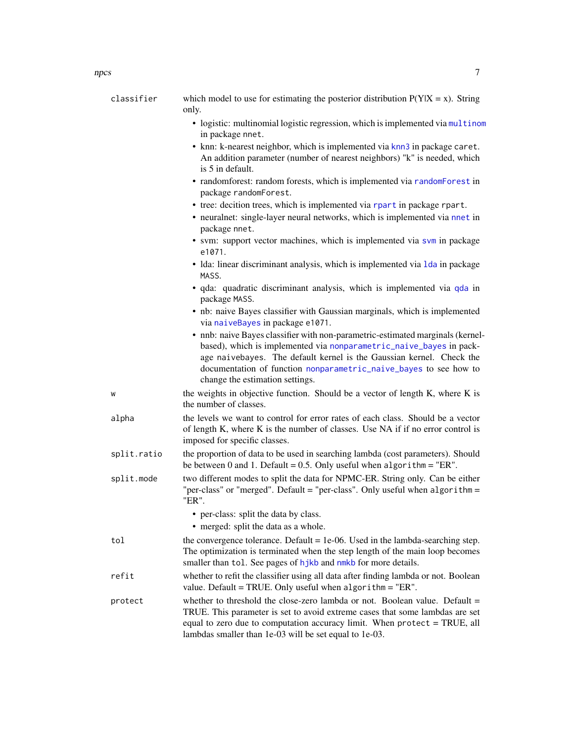`classifier` which model to use for estimating the posterior distribution P(Y|X = x). String only.

- logistic: multinomial logistic regression, which is implemented via `multinom` in package `nnet`.
- knn: k-nearest neighbor, which is implemented via `knn3` in package `caret`. An addition parameter (number of nearest neighbors) "k" is needed, which is 5 in default.
- randomforest: random forests, which is implemented via `randomForest` in package `randomForest`.
- tree: decition trees, which is implemented via `rpart` in package `rpart`.
- neuralnet: single-layer neural networks, which is implemented via `nnet` in package `nnet`.
- svm: support vector machines, which is implemented via `svm` in package `e1071`.
- lda: linear discriminant analysis, which is implemented via `lda` in package `MASS`.
- qda: quadratic discriminant analysis, which is implemented via `qda` in package `MASS`.
- nb: naive Bayes classifier with Gaussian marginals, which is implemented via `naiveBayes` in package `e1071`.
- nnb: naive Bayes classifier with non-parametric-estimated marginals (kernel-based), which is implemented via `nonparametric_naive_bayes` in package `naivebayes`. The default kernel is the Gaussian kernel. Check the documentation of function `nonparametric_naive_bayes` to see how to change the estimation settings.

`w` the weights in objective function. Should be a vector of length K, where K is the number of classes.

`alpha` the levels we want to control for error rates of each class. Should be a vector of length K, where K is the number of classes. Use NA if if no error control is imposed for specific classes.

`split.ratio` the proportion of data to be used in searching lambda (cost parameters). Should be between 0 and 1. Default = 0.5. Only useful when `algorithm` = "ER".

`split.mode` two different modes to split the data for NPMC-ER. String only. Can be either "per-class" or "merged". Default = "per-class". Only useful when `algorithm` = "ER".

- per-class: split the data by class.
- merged: split the data as a whole.

`tol` the convergence tolerance. Default = 1e-06. Used in the lambda-searching step. The optimization is terminated when the step length of the main loop becomes smaller than `tol`. See pages of `hjkb` and `nmkb` for more details.

`refit` whether to refit the classifier using all data after finding lambda or not. Boolean value. Default = TRUE. Only useful when `algorithm` = "ER".

`protect` whether to threshold the close-zero lambda or not. Boolean value. Default = TRUE. This parameter is set to avoid extreme cases that some lambdas are set equal to zero due to computation accuracy limit. When `protect` = TRUE, all lambdas smaller than 1e-03 will be set equal to 1e-03.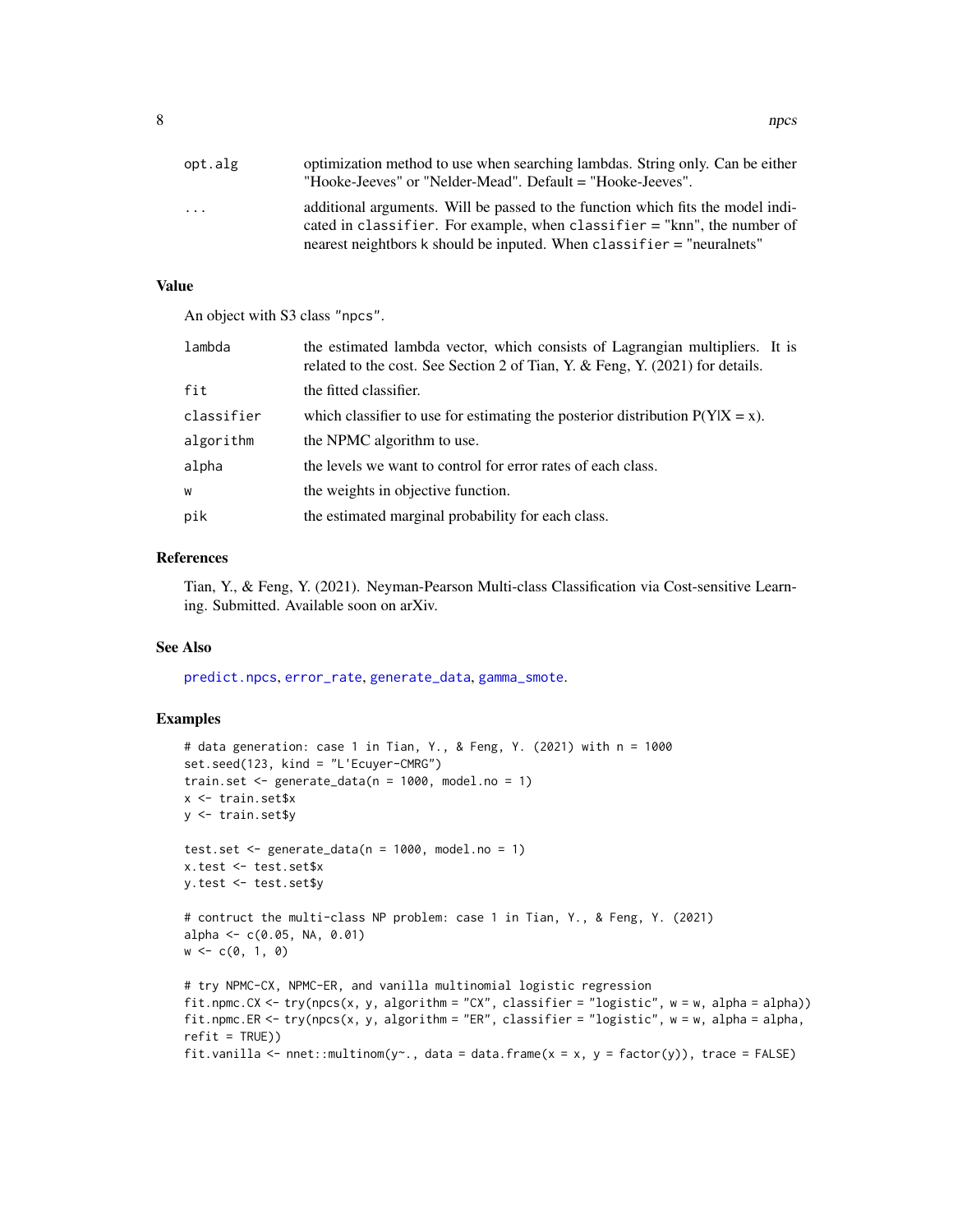| | |
|---|---|
| opt.alg | optimization method to use when searching lambdas. String only. Can be either "Hooke-Jeeves" or "Nelder-Mead". Default = "Hooke-Jeeves". |
| ... | additional arguments. Will be passed to the function which fits the model indicated in classifier. For example, when classifier = "knn", the number of nearest neightbors k should be inputed. When classifier = "neuralnets" |

## Value

An object with S3 class "npcs".

| | |
|---|---|
| lambda | the estimated lambda vector, which consists of Lagrangian multipliers. It is related to the cost. See Section 2 of Tian, Y. & Feng, Y. (2021) for details. |
| fit | the fitted classifier. |
| classifier | which classifier to use for estimating the posterior distribution P(Y\|X = x). |
| algorithm | the NPMC algorithm to use. |
| alpha | the levels we want to control for error rates of each class. |
| w | the weights in objective function. |
| pik | the estimated marginal probability for each class. |

## References

Tian, Y., & Feng, Y. (2021). Neyman-Pearson Multi-class Classification via Cost-sensitive Learning. Submitted. Available soon on arXiv.

## See Also

predict.npcs, error_rate, generate_data, gamma_smote.

## Examples

```
# data generation: case 1 in Tian, Y., & Feng, Y. (2021) with n = 1000
set.seed(123, kind = "L'Ecuyer-CMRG")
train.set <- generate_data(n = 1000, model.no = 1)
x <- train.set$x
y <- train.set$y

test.set <- generate_data(n = 1000, model.no = 1)
x.test <- test.set$x
y.test <- test.set$y

# contruct the multi-class NP problem: case 1 in Tian, Y., & Feng, Y. (2021)
alpha <- c(0.05, NA, 0.01)
w <- c(0, 1, 0)

# try NPMC-CX, NPMC-ER, and vanilla multinomial logistic regression
fit.npmc.CX <- try(npcs(x, y, algorithm = "CX", classifier = "logistic", w = w, alpha = alpha))
fit.npmc.ER <- try(npcs(x, y, algorithm = "ER", classifier = "logistic", w = w, alpha = alpha,
refit = TRUE))
fit.vanilla <- nnet::multinom(y~., data = data.frame(x = x, y = factor(y)), trace = FALSE)
```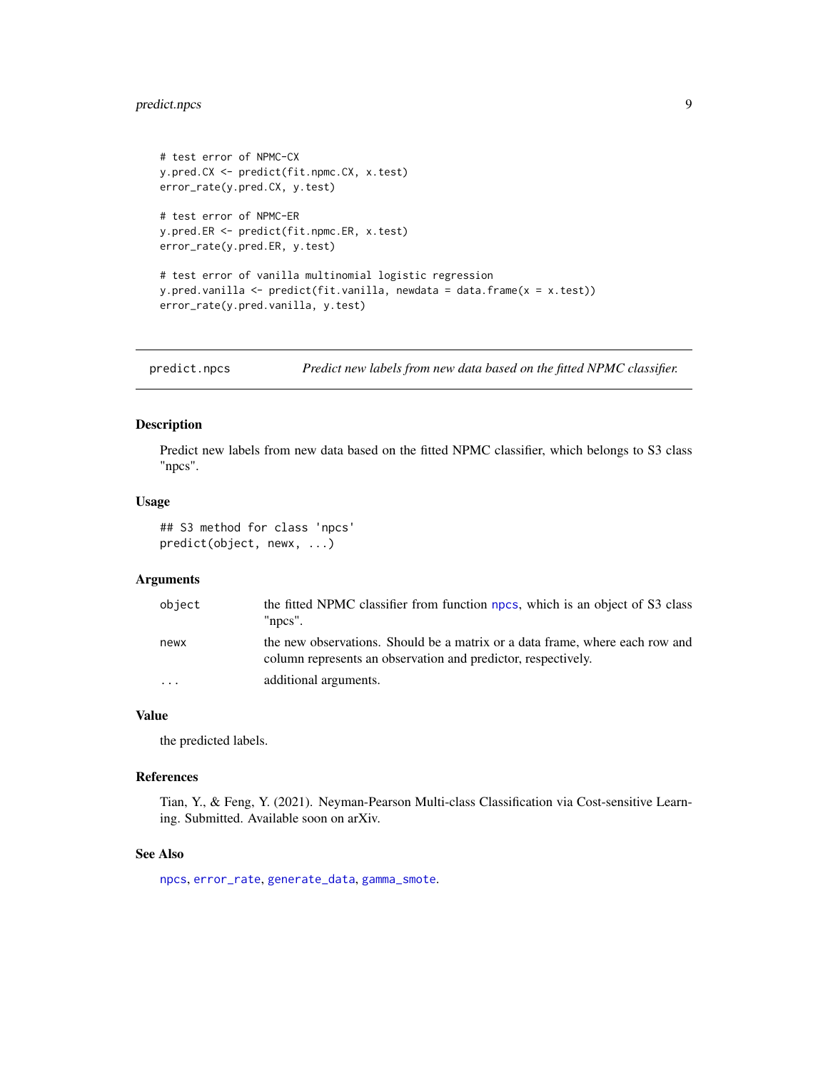```
# test error of NPMC-CX
y.pred.CX <- predict(fit.npmc.CX, x.test)
error_rate(y.pred.CX, y.test)

# test error of NPMC-ER
y.pred.ER <- predict(fit.npmc.ER, x.test)
error_rate(y.pred.ER, y.test)

# test error of vanilla multinomial logistic regression
y.pred.vanilla <- predict(fit.vanilla, newdata = data.frame(x = x.test))
error_rate(y.pred.vanilla, y.test)
```

## predict.npcs — *Predict new labels from new data based on the fitted NPMC classifier.*

### Description

Predict new labels from new data based on the fitted NPMC classifier, which belongs to S3 class "npcs".

### Usage

```
## S3 method for class 'npcs'
predict(object, newx, ...)
```

### Arguments

| | |
|---|---|
| object | the fitted NPMC classifier from function npcs, which is an object of S3 class "npcs". |
| newx | the new observations. Should be a matrix or a data frame, where each row and column represents an observation and predictor, respectively. |
| ... | additional arguments. |

### Value

the predicted labels.

### References

Tian, Y., & Feng, Y. (2021). Neyman-Pearson Multi-class Classification via Cost-sensitive Learning. Submitted. Available soon on arXiv.

### See Also

npcs, error_rate, generate_data, gamma_smote.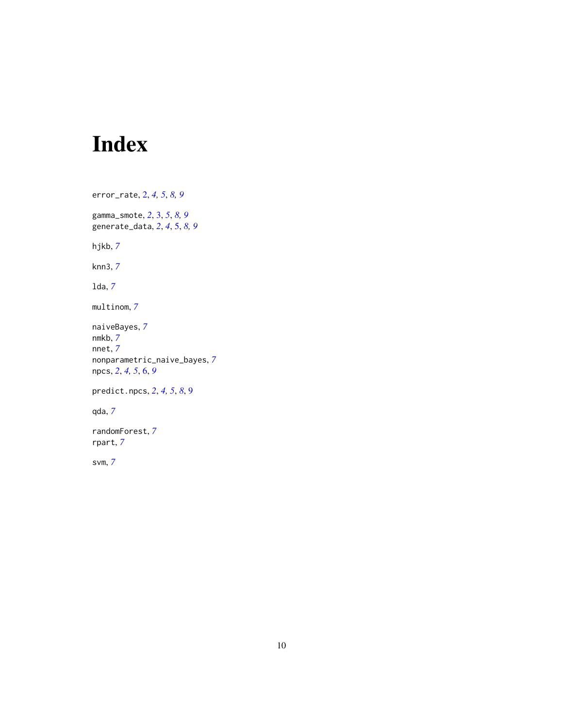# Index

error_rate, 2, *4*, *5*, *8*, *9*

gamma_smote, *2*, 3, *5*, *8*, *9*
generate_data, *2*, *4*, 5, *8*, *9*

hjkb, *7*

knn3, *7*

lda, *7*

multinom, *7*

naiveBayes, *7*
nmkb, *7*
nnet, *7*
nonparametric_naive_bayes, *7*
npcs, *2*, *4*, *5*, 6, *9*

predict.npcs, *2*, *4*, *5*, *8*, 9

qda, *7*

randomForest, *7*
rpart, *7*

svm, *7*